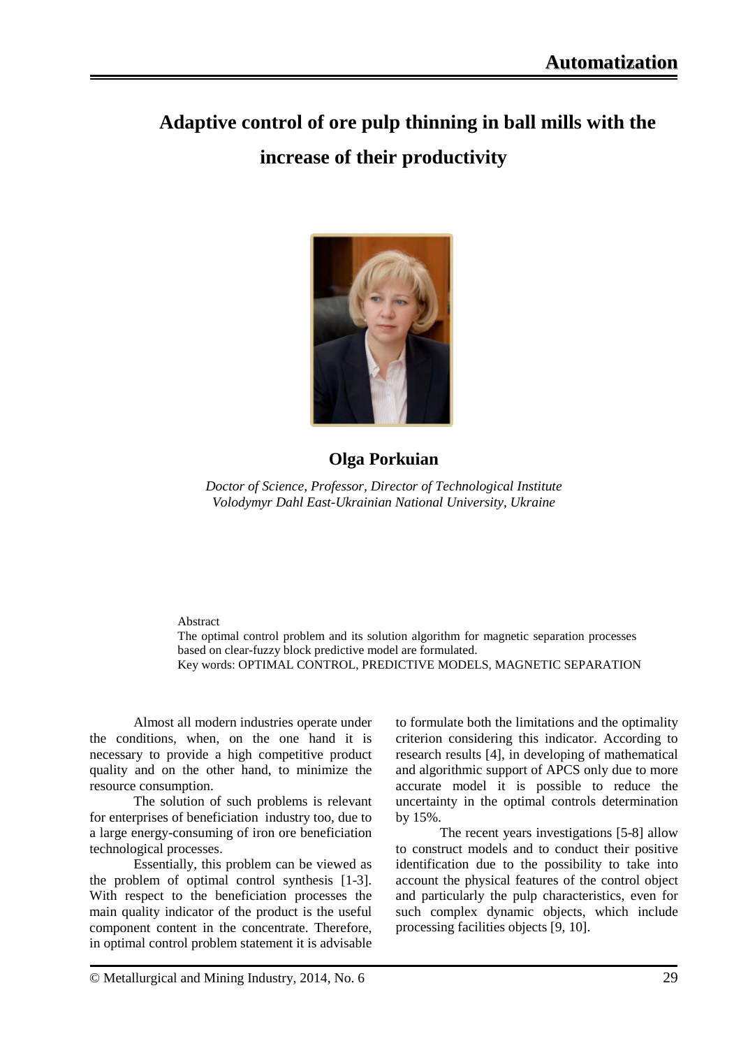# Adaptive control of ore pulp thinning in ball mills with the increase of their productivity

**Olga Porkuian**

*Doctor of Science, Professor, Director of Technological Institute*
*Volodymyr Dahl East-Ukrainian National University, Ukraine*

Abstract

The optimal control problem and its solution algorithm for magnetic separation processes based on clear-fuzzy block predictive model are formulated.

Key words: OPTIMAL CONTROL, PREDICTIVE MODELS, MAGNETIC SEPARATION

Almost all modern industries operate under the conditions, when, on the one hand it is necessary to provide a high competitive product quality and on the other hand, to minimize the resource consumption.

The solution of such problems is relevant for enterprises of beneficiation industry too, due to a large energy-consuming of iron ore beneficiation technological processes.

Essentially, this problem can be viewed as the problem of optimal control synthesis [1-3]. With respect to the beneficiation processes the main quality indicator of the product is the useful component content in the concentrate. Therefore, in optimal control problem statement it is advisable to formulate both the limitations and the optimality criterion considering this indicator. According to research results [4], in developing of mathematical and algorithmic support of APCS only due to more accurate model it is possible to reduce the uncertainty in the optimal controls determination by 15%.

The recent years investigations [5-8] allow to construct models and to conduct their positive identification due to the possibility to take into account the physical features of the control object and particularly the pulp characteristics, even for such complex dynamic objects, which include processing facilities objects [9, 10].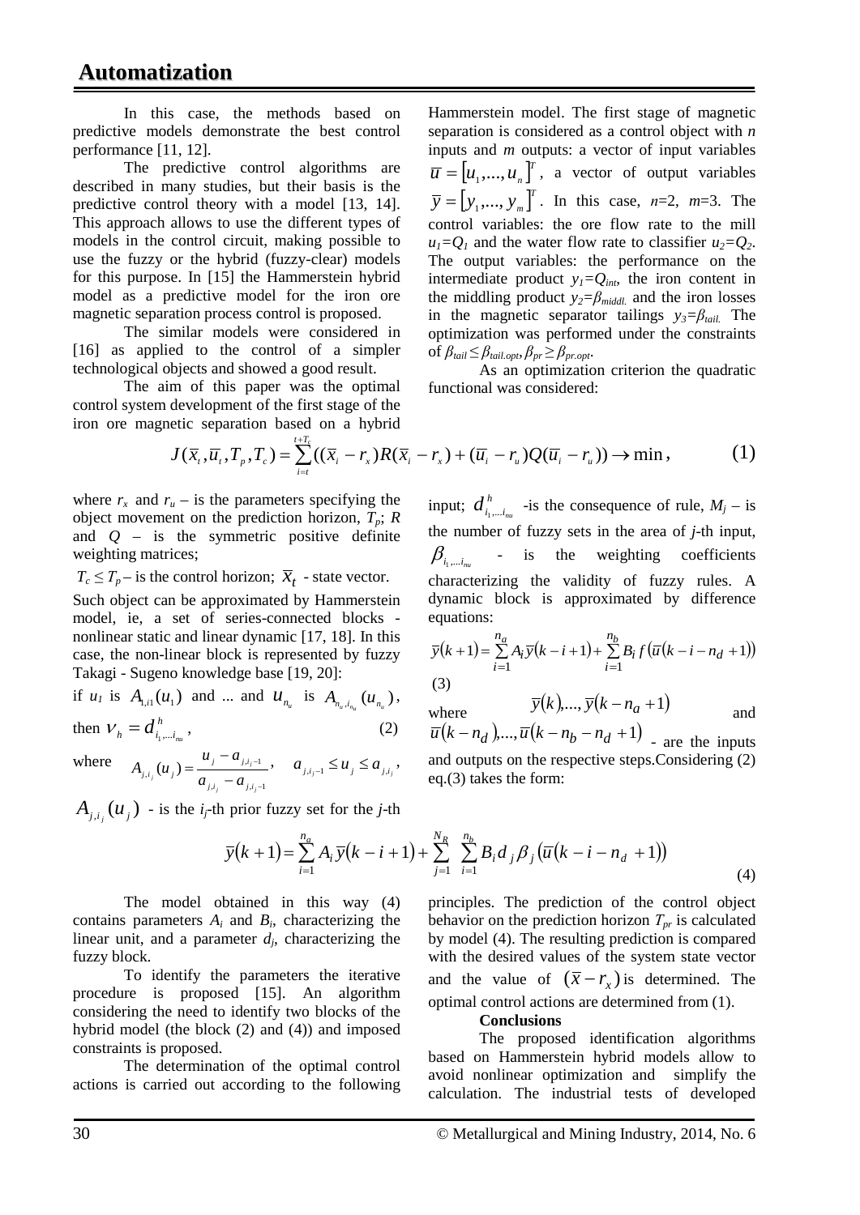In this case, the methods based on predictive models demonstrate the best control performance [11, 12].

The predictive control algorithms are described in many studies, but their basis is the predictive control theory with a model [13, 14]. This approach allows to use the different types of models in the control circuit, making possible to use the fuzzy or the hybrid (fuzzy-clear) models for this purpose. In [15] the Hammerstein hybrid model as a predictive model for the iron ore magnetic separation process control is proposed.

The similar models were considered in [16] as applied to the control of a simpler technological objects and showed a good result.

The aim of this paper was the optimal control system development of the first stage of the iron ore magnetic separation based on a hybrid Hammerstein model. The first stage of magnetic separation is considered as a control object with $n$ inputs and $m$ outputs: a vector of input variables $\overline{u} = [u_1,...,u_n]^T$, a vector of output variables $\overline{y} = [y_1,...,y_m]^T$. In this case, $n$=2, $m$=3. The control variables: the ore flow rate to the mill $u_1=Q_1$ and the water flow rate to classifier $u_2=Q_2$. The output variables: the performance on the intermediate product $y_1=Q_{int}$, the iron content in the middling product $y_2=\beta_{middl.}$ and the iron losses in the magnetic separator tailings $y_3=\beta_{tail.}$ The optimization was performed under the constraints of $\beta_{tail} \leq \beta_{tail.opt}, \beta_{pr} \geq \beta_{pr.opt}$.

As an optimization criterion the quadratic functional was considered:

$$J(\overline{x}_t, \overline{u}_t, T_p, T_c) = \sum_{i=t}^{t+T_c} ((\overline{x}_i - r_x)R(\overline{x}_i - r_x) + (\overline{u}_i - r_u)Q(\overline{u}_i - r_u)) \to \min, \tag{1}$$

where $r_x$ and $r_u$ – is the parameters specifying the object movement on the prediction horizon, $T_p$; $R$ and $Q$ – is the symmetric positive definite weighting matrices;

$T_c \leq T_p$ – is the control horizon; $\overline{x}_t$ - state vector.

Such object can be approximated by Hammerstein model, ie, a set of series-connected blocks - nonlinear static and linear dynamic [17, 18]. In this case, the non-linear block is represented by fuzzy Takagi - Sugeno knowledge base [19, 20]:

if $u_1$ is $A_{1,i1}(u_1)$ and ... and $u_{n_u}$ is $A_{n_u,i_{n_u}}(u_{n_u})$,

then $v_h = d^h_{i_1,...i_{nu}}$, (2)

where $A_{j,i_j}(u_j) = \dfrac{u_j - a_{j,i_j-1}}{a_{j,i_j} - a_{j,i_j-1}}, \quad a_{j,i_j-1} \leq u_j \leq a_{j,i_j},$

$A_{j,i_j}(u_j)$ - is the $i_j$-th prior fuzzy set for the $j$-th input; $d^h_{i_1,...i_{nu}}$ -is the consequence of rule, $M_j$ – is the number of fuzzy sets in the area of $j$-th input, $\beta_{i_1,...i_{nu}}$ - is the weighting coefficients characterizing the validity of fuzzy rules. A dynamic block is approximated by difference equations:

$$\overline{y}(k+1) = \sum_{i=1}^{n_a} A_i \overline{y}(k-i+1) + \sum_{i=1}^{n_b} B_i f(\overline{u}(k-i-n_d+1)) \tag{3}$$

where $\overline{y}(k),...,\overline{y}(k-n_a+1)$ and $\overline{u}(k-n_d),...,\overline{u}(k-n_b-n_d+1)$ - are the inputs and outputs on the respective steps.Considering (2) eq.(3) takes the form:

$$\overline{y}(k+1) = \sum_{i=1}^{n_a} A_i \overline{y}(k-i+1) + \sum_{j=1}^{N_R} \sum_{i=1}^{n_b} B_i d_j \beta_j (\overline{u}(k-i-n_d+1)) \tag{4}$$

The model obtained in this way (4) contains parameters $A_i$ and $B_i$, characterizing the linear unit, and a parameter $d_j$, characterizing the fuzzy block.

To identify the parameters the iterative procedure is proposed [15]. An algorithm considering the need to identify two blocks of the hybrid model (the block (2) and (4)) and imposed constraints is proposed.

The determination of the optimal control actions is carried out according to the following principles. The prediction of the control object behavior on the prediction horizon $T_{pr}$ is calculated by model (4). The resulting prediction is compared with the desired values of the system state vector and the value of $(\overline{x} - r_x)$ is determined. The optimal control actions are determined from (1).

**Conclusions**

The proposed identification algorithms based on Hammerstein hybrid models allow to avoid nonlinear optimization and simplify the calculation. The industrial tests of developed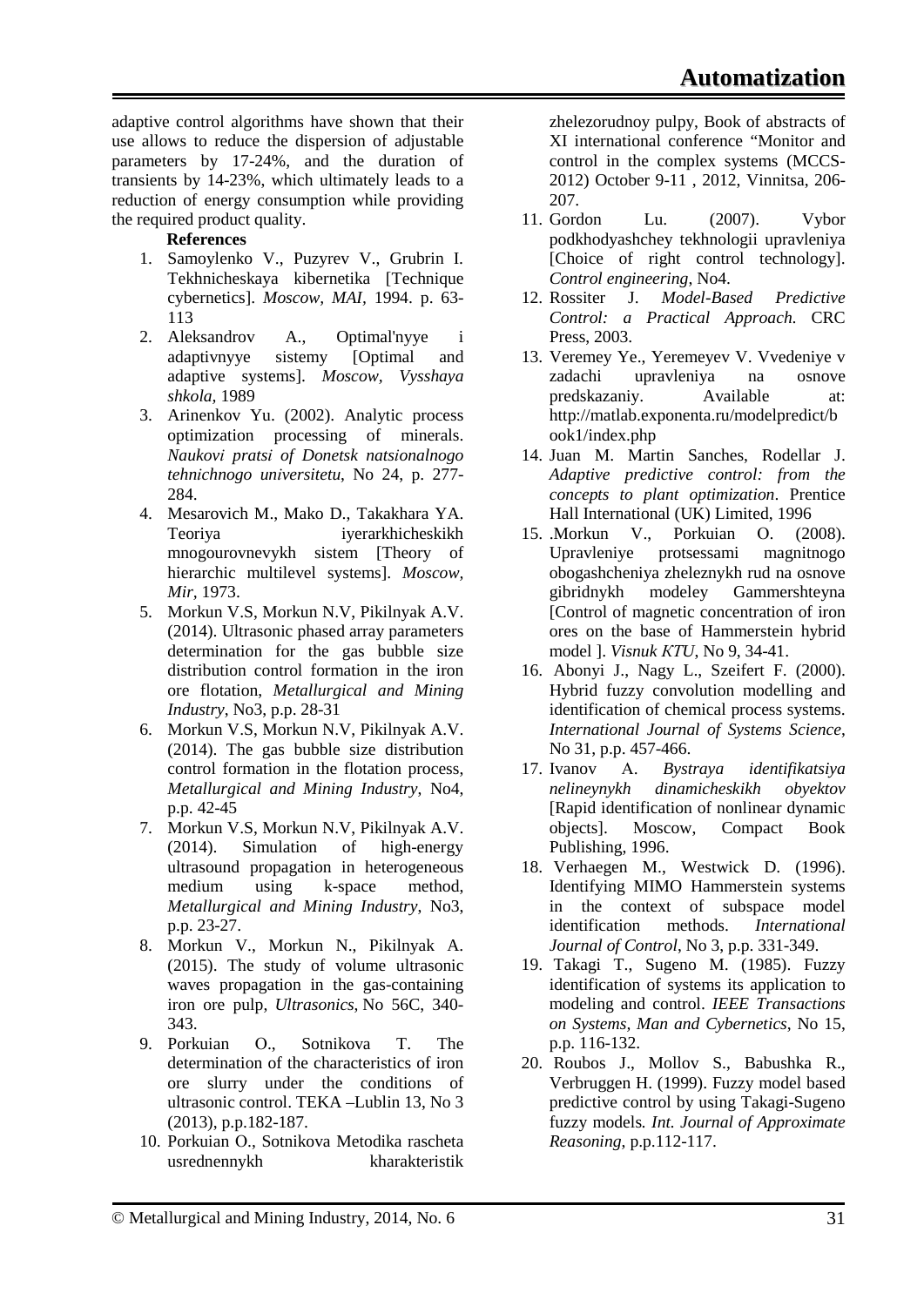adaptive control algorithms have shown that their use allows to reduce the dispersion of adjustable parameters by 17-24%, and the duration of transients by 14-23%, which ultimately leads to a reduction of energy consumption while providing the required product quality.

**References**

1. Samoylenko V., Puzyrev V., Grubrin I. Tekhnicheskaya kibernetika [Technique cybernetics]. *Moscow, MAI*, 1994. p. 63-113
2. Aleksandrov A., Optimal'nyye i adaptivnyye sistemy [Optimal and adaptive systems]. *Moscow, Vysshaya shkola,* 1989
3. Arinenkov Yu. (2002). Analytic process optimization processing of minerals. *Naukovi pratsi of Donetsk natsionalnogo tehnichnogo universitetu*, No 24, p. 277-284.
4. Mesarovich M., Mako D., Takakhara YA. Teoriya iyerarkhicheskikh mnogourovnevykh sistem [Theory of hierarchic multilevel systems]. *Moscow, Mir,* 1973.
5. Morkun V.S, Morkun N.V, Pikilnyak A.V. (2014). Ultrasonic phased array parameters determination for the gas bubble size distribution control formation in the iron ore flotation, *Metallurgical and Mining Industry*, No3, p.p. 28-31
6. Morkun V.S, Morkun N.V, Pikilnyak A.V. (2014). The gas bubble size distribution control formation in the flotation process, *Metallurgical and Mining Industry*, No4, p.p. 42-45
7. Morkun V.S, Morkun N.V, Pikilnyak A.V. (2014). Simulation of high-energy ultrasound propagation in heterogeneous medium using k-space method, *Metallurgical and Mining Industry*, No3, p.p. 23-27.
8. Morkun V., Morkun N., Pikilnyak A. (2015). The study of volume ultrasonic waves propagation in the gas-containing iron ore pulp, *Ultrasonics*, No 56C, 340-343.
9. Porkuian O., Sotnikova T. The determination of the characteristics of iron ore slurry under the conditions of ultrasonic control. TEKA –Lublin 13, No 3 (2013), p.p.182-187.
10. Porkuian O., Sotnikova Metodika rascheta usrednennykh kharakteristik zhelezorudnoy pulpy, Book of abstracts of XI international conference “Monitor and control in the complex systems (MCCS-2012) October 9-11 , 2012, Vinnitsa, 206-207.
11. Gordon Lu. (2007). Vybor podkhodyashchey tekhnologii upravleniya [Choice of right control technology]. *Control engineering*, No4.
12. Rossiter J. *Model-Based Predictive Control: a Practical Approach.* CRC Press, 2003.
13. Veremey Ye., Yeremeyev V. Vvedeniye v zadachi upravleniya na osnove predskazaniy. Available at: http://matlab.exponenta.ru/modelpredict/book1/index.php
14. Juan M. Martin Sanches, Rodellar J. *Adaptive predictive control: from the concepts to plant optimization*. Prentice Hall International (UK) Limited, 1996
15. .Morkun V., Porkuian O. (2008). Upravleniye protsessami magnitnogo obogashcheniya zheleznykh rud na osnove gibridnykh modeley Gammershteyna [Control of magnetic concentration of iron ores on the base of Hammerstein hybrid model ]. *Visnuk KTU*, No 9, 34-41.
16. Abonyi J., Nagy L., Szeifert F. (2000). Hybrid fuzzy convolution modelling and identification of chemical process systems. *International Journal of Systems Science*, No 31, p.p. 457-466.
17. Ivanov A. *Bystraya identifikatsiya nelineynykh dinamicheskikh obyektov* [Rapid identification of nonlinear dynamic objects]. Moscow, Compact Book Publishing, 1996.
18. Verhaegen M., Westwick D. (1996). Identifying MIMO Hammerstein systems in the context of subspace model identification methods. *International Journal of Control*, No 3, p.p. 331-349.
19. Takagi T., Sugeno M. (1985). Fuzzy identification of systems its application to modeling and control. *IEEE Transactions on Systems, Man and Cybernetics*, No 15, p.p. 116-132.
20. Roubos J., Mollov S., Babushka R., Verbruggen H. (1999). Fuzzy model based predictive control by using Takagi-Sugeno fuzzy models*. Int. Journal of Approximate Reasoning*, p.p.112-117.